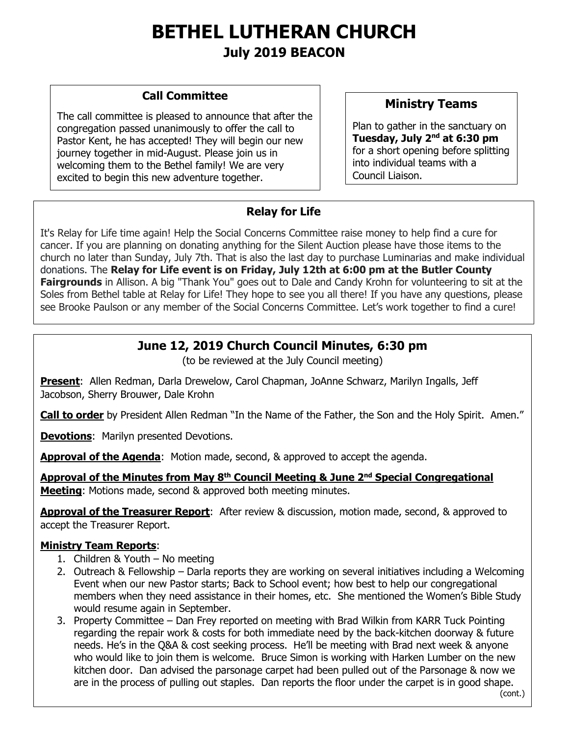# BETHEL LUTHERAN CHURCH

## July 2019 BEACON

### Call Committee

The call committee is pleased to announce that after the congregation passed unanimously to offer the call to Pastor Kent, he has accepted! They will begin our new journey together in mid-August. Please join us in welcoming them to the Bethel family! We are very excited to begin this new adventure together.

### Ministry Teams

Plan to gather in the sanctuary on **Tuesday, July 2nd at 6:30 pm** for a short opening before splitting into individual teams with a Council Liaison.

### Relay for Life

It's Relay for Life time again! Help the Social Concerns Committee raise money to help find a cure for cancer. If you are planning on donating anything for the Silent Auction please have those items to the church no later than Sunday, July 7th. That is also the last day to purchase Luminarias and make individual donations. The **Relay for Life event is on Friday, July 12th at 6:00 pm at the Butler County Fairgrounds** in Allison. A big "Thank You" goes out to Dale and Candy Krohn for volunteering to sit at the Soles from Bethel table at Relay for Life! They hope to see you all there! If you have any questions, please see Brooke Paulson or any member of the Social Concerns Committee. Let's work together to find a cure!

### June 12, 2019 Church Council Minutes, 6:30 pm

(to be reviewed at the July Council meeting)

**Present**: Allen Redman, Darla Drewelow, Carol Chapman, JoAnne Schwarz, Marilyn Ingalls, Jeff Jacobson, Sherry Brouwer, Dale Krohn

**Call to order** by President Allen Redman "In the Name of the Father, the Son and the Holy Spirit. Amen."

**Devotions**: Marilyn presented Devotions.

**Approval of the Agenda**: Motion made, second, & approved to accept the agenda.

**Approval of the Minutes from May 8th Council Meeting & June 2nd Special Congregational Meeting**: Motions made, second & approved both meeting minutes.

**Approval of the Treasurer Report**: After review & discussion, motion made, second, & approved to accept the Treasurer Report.

**Ministry Team Reports**:

1. Children & Youth – No meeting
2. Outreach & Fellowship – Darla reports they are working on several initiatives including a Welcoming Event when our new Pastor starts; Back to School event; how best to help our congregational members when they need assistance in their homes, etc. She mentioned the Women's Bible Study would resume again in September.
3. Property Committee – Dan Frey reported on meeting with Brad Wilkin from KARR Tuck Pointing regarding the repair work & costs for both immediate need by the back-kitchen doorway & future needs. He's in the Q&A & cost seeking process. He'll be meeting with Brad next week & anyone who would like to join them is welcome. Bruce Simon is working with Harken Lumber on the new kitchen door. Dan advised the parsonage carpet had been pulled out of the Parsonage & now we are in the process of pulling out staples. Dan reports the floor under the carpet is in good shape.

(cont.)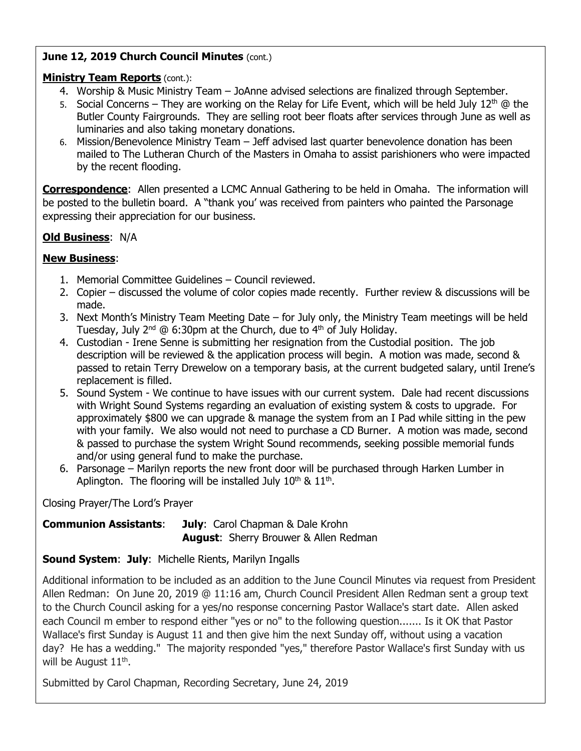**June 12, 2019 Church Council Minutes** (cont.)

**Ministry Team Reports** (cont.):

4. Worship & Music Ministry Team – JoAnne advised selections are finalized through September.
5. Social Concerns – They are working on the Relay for Life Event, which will be held July 12th @ the Butler County Fairgrounds. They are selling root beer floats after services through June as well as luminaries and also taking monetary donations.
6. Mission/Benevolence Ministry Team – Jeff advised last quarter benevolence donation has been mailed to The Lutheran Church of the Masters in Omaha to assist parishioners who were impacted by the recent flooding.

**Correspondence**: Allen presented a LCMC Annual Gathering to be held in Omaha. The information will be posted to the bulletin board. A "thank you' was received from painters who painted the Parsonage expressing their appreciation for our business.

**Old Business**: N/A

**New Business**:

1. Memorial Committee Guidelines – Council reviewed.
2. Copier – discussed the volume of color copies made recently. Further review & discussions will be made.
3. Next Month's Ministry Team Meeting Date – for July only, the Ministry Team meetings will be held Tuesday, July 2nd @ 6:30pm at the Church, due to 4th of July Holiday.
4. Custodian - Irene Senne is submitting her resignation from the Custodial position. The job description will be reviewed & the application process will begin. A motion was made, second & passed to retain Terry Drewelow on a temporary basis, at the current budgeted salary, until Irene's replacement is filled.
5. Sound System - We continue to have issues with our current system. Dale had recent discussions with Wright Sound Systems regarding an evaluation of existing system & costs to upgrade. For approximately $800 we can upgrade & manage the system from an I Pad while sitting in the pew with your family. We also would not need to purchase a CD Burner. A motion was made, second & passed to purchase the system Wright Sound recommends, seeking possible memorial funds and/or using general fund to make the purchase.
6. Parsonage – Marilyn reports the new front door will be purchased through Harken Lumber in Aplington. The flooring will be installed July 10th & 11th.

Closing Prayer/The Lord's Prayer

**Communion Assistants**: **July**: Carol Chapman & Dale Krohn
**August**: Sherry Brouwer & Allen Redman

**Sound System**: **July**: Michelle Rients, Marilyn Ingalls

Additional information to be included as an addition to the June Council Minutes via request from President Allen Redman: On June 20, 2019 @ 11:16 am, Church Council President Allen Redman sent a group text to the Church Council asking for a yes/no response concerning Pastor Wallace's start date. Allen asked each Council m ember to respond either "yes or no" to the following question....... Is it OK that Pastor Wallace's first Sunday is August 11 and then give him the next Sunday off, without using a vacation day? He has a wedding." The majority responded "yes," therefore Pastor Wallace's first Sunday with us will be August 11th.

Submitted by Carol Chapman, Recording Secretary, June 24, 2019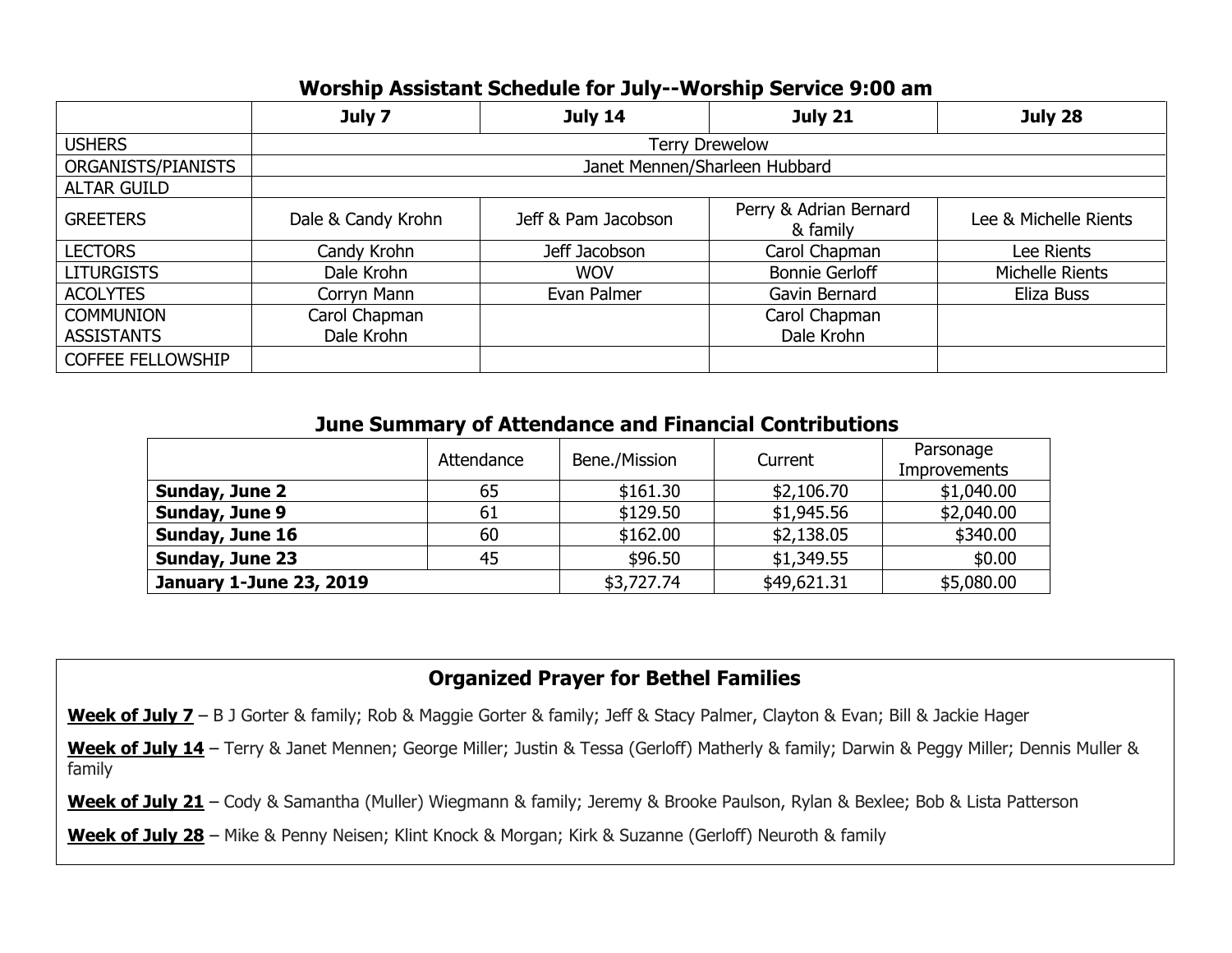## Worship Assistant Schedule for July--Worship Service 9:00 am

| | July 7 | July 14 | July 21 | July 28 |
|---|---|---|---|---|
| USHERS | Terry Drewelow | | | |
| ORGANISTS/PIANISTS | Janet Mennen/Sharleen Hubbard | | | |
| ALTAR GUILD | | | | |
| GREETERS | Dale & Candy Krohn | Jeff & Pam Jacobson | Perry & Adrian Bernard & family | Lee & Michelle Rients |
| LECTORS | Candy Krohn | Jeff Jacobson | Carol Chapman | Lee Rients |
| LITURGISTS | Dale Krohn | WOV | Bonnie Gerloff | Michelle Rients |
| ACOLYTES | Corryn Mann | Evan Palmer | Gavin Bernard | Eliza Buss |
| COMMUNION ASSISTANTS | Carol Chapman<br>Dale Krohn | | Carol Chapman<br>Dale Krohn | |
| COFFEE FELLOWSHIP | | | | |

## June Summary of Attendance and Financial Contributions

| | Attendance | Bene./Mission | Current | Parsonage Improvements |
|---|---|---|---|---|
| **Sunday, June 2** | 65 | $161.30 | $2,106.70 | $1,040.00 |
| **Sunday, June 9** | 61 | $129.50 | $1,945.56 | $2,040.00 |
| **Sunday, June 16** | 60 | $162.00 | $2,138.05 | $340.00 |
| **Sunday, June 23** | 45 | $96.50 | $1,349.55 | $0.00 |
| **January 1-June 23, 2019** | | $3,727.74 | $49,621.31 | $5,080.00 |

## Organized Prayer for Bethel Families

**Week of July 7** – B J Gorter & family; Rob & Maggie Gorter & family; Jeff & Stacy Palmer, Clayton & Evan; Bill & Jackie Hager

**Week of July 14** – Terry & Janet Mennen; George Miller; Justin & Tessa (Gerloff) Matherly & family; Darwin & Peggy Miller; Dennis Muller & family

**Week of July 21** – Cody & Samantha (Muller) Wiegmann & family; Jeremy & Brooke Paulson, Rylan & Bexlee; Bob & Lista Patterson

**Week of July 28** – Mike & Penny Neisen; Klint Knock & Morgan; Kirk & Suzanne (Gerloff) Neuroth & family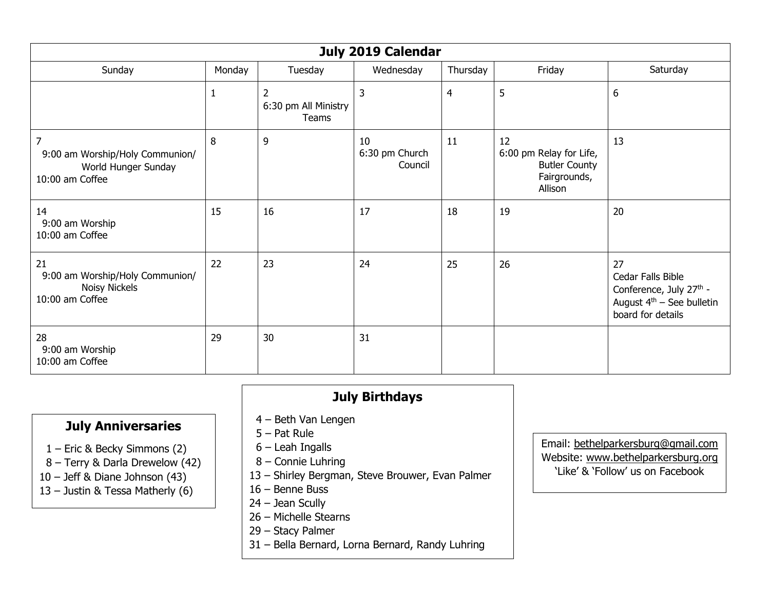| July 2019 Calendar | | | | | | |
|---|---|---|---|---|---|---|
| Sunday | Monday | Tuesday | Wednesday | Thursday | Friday | Saturday |
| | 1 | 2 6:30 pm All Ministry Teams | 3 | 4 | 5 | 6 |
| 7 9:00 am Worship/Holy Communion/ World Hunger Sunday 10:00 am Coffee | 8 | 9 | 10 6:30 pm Church Council | 11 | 12 6:00 pm Relay for Life, Butler County Fairgrounds, Allison | 13 |
| 14 9:00 am Worship 10:00 am Coffee | 15 | 16 | 17 | 18 | 19 | 20 |
| 21 9:00 am Worship/Holy Communion/ Noisy Nickels 10:00 am Coffee | 22 | 23 | 24 | 25 | 26 | 27 Cedar Falls Bible Conference, July 27th - August 4th – See bulletin board for details |
| 28 9:00 am Worship 10:00 am Coffee | 29 | 30 | 31 | | | |

## July Anniversaries

1 – Eric & Becky Simmons (2)
8 – Terry & Darla Drewelow (42)
10 – Jeff & Diane Johnson (43)
13 – Justin & Tessa Matherly (6)

## July Birthdays

4 – Beth Van Lengen
5 – Pat Rule
6 – Leah Ingalls
8 – Connie Luhring
13 – Shirley Bergman, Steve Brouwer, Evan Palmer
16 – Benne Buss
24 – Jean Scully
26 – Michelle Stearns
29 – Stacy Palmer
31 – Bella Bernard, Lorna Bernard, Randy Luhring

Email: bethelparkersburg@gmail.com
Website: www.bethelparkersburg.org
'Like' & 'Follow' us on Facebook